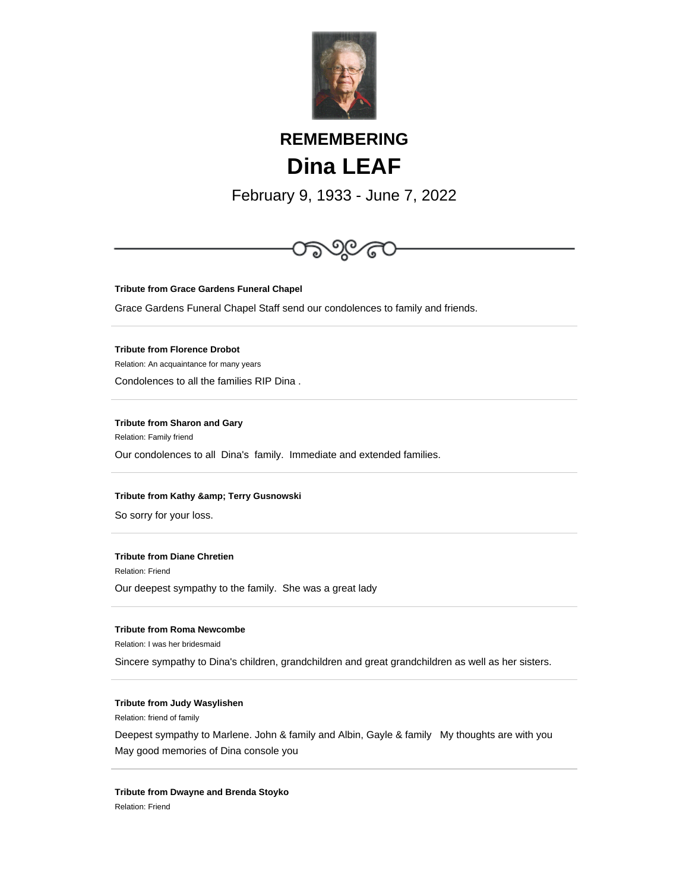# REMEMBERING

# Dina LEAF

February 9, 1933 - June 7, 2022

---

**Tribute from Grace Gardens Funeral Chapel**

Grace Gardens Funeral Chapel Staff send our condolences to family and friends.

---

**Tribute from Florence Drobot**

Relation: An acquaintance for many years

Condolences to all the families RIP Dina .

---

**Tribute from Sharon and Gary**

Relation: Family friend

Our condolences to all Dina's family. Immediate and extended families.

---

**Tribute from Kathy &amp; Terry Gusnowski**

So sorry for your loss.

---

**Tribute from Diane Chretien**

Relation: Friend

Our deepest sympathy to the family. She was a great lady

---

**Tribute from Roma Newcombe**

Relation: I was her bridesmaid

Sincere sympathy to Dina's children, grandchildren and great grandchildren as well as her sisters.

---

**Tribute from Judy Wasylishen**

Relation: friend of family

Deepest sympathy to Marlene. John & family and Albin, Gayle & family My thoughts are with you May good memories of Dina console you

---

**Tribute from Dwayne and Brenda Stoyko**

Relation: Friend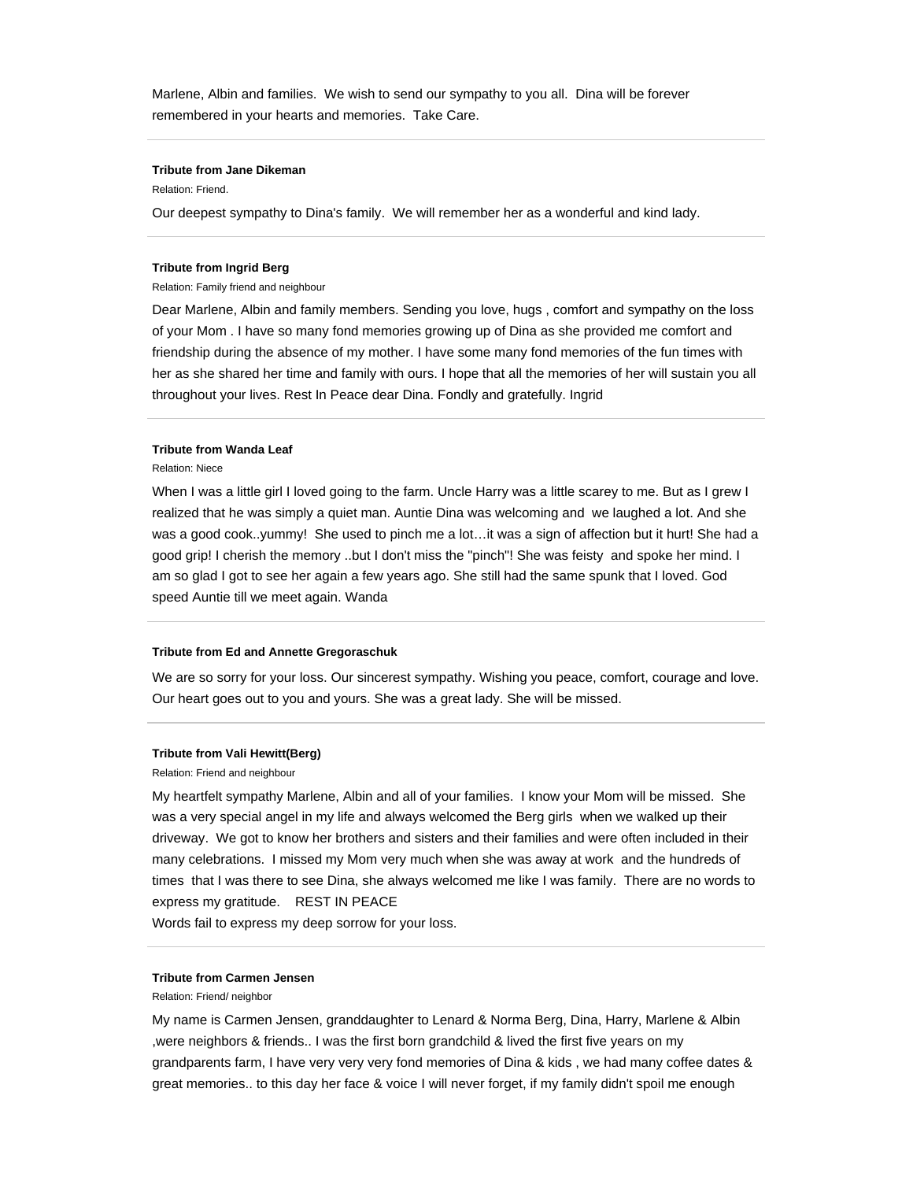Marlene, Albin and families. We wish to send our sympathy to you all. Dina will be forever remembered in your hearts and memories. Take Care.

---

**Tribute from Jane Dikeman**

Relation: Friend.

Our deepest sympathy to Dina's family. We will remember her as a wonderful and kind lady.

---

**Tribute from Ingrid Berg**

Relation: Family friend and neighbour

Dear Marlene, Albin and family members. Sending you love, hugs , comfort and sympathy on the loss of your Mom . I have so many fond memories growing up of Dina as she provided me comfort and friendship during the absence of my mother. I have some many fond memories of the fun times with her as she shared her time and family with ours. I hope that all the memories of her will sustain you all throughout your lives. Rest In Peace dear Dina. Fondly and gratefully. Ingrid

---

**Tribute from Wanda Leaf**

Relation: Niece

When I was a little girl I loved going to the farm. Uncle Harry was a little scarey to me. But as I grew I realized that he was simply a quiet man. Auntie Dina was welcoming and we laughed a lot. And she was a good cook..yummy! She used to pinch me a lot…it was a sign of affection but it hurt! She had a good grip! I cherish the memory ..but I don't miss the "pinch"! She was feisty and spoke her mind. I am so glad I got to see her again a few years ago. She still had the same spunk that I loved. God speed Auntie till we meet again. Wanda

---

**Tribute from Ed and Annette Gregoraschuk**

We are so sorry for your loss. Our sincerest sympathy. Wishing you peace, comfort, courage and love. Our heart goes out to you and yours. She was a great lady. She will be missed.

---

**Tribute from Vali Hewitt(Berg)**

Relation: Friend and neighbour

My heartfelt sympathy Marlene, Albin and all of your families. I know your Mom will be missed. She was a very special angel in my life and always welcomed the Berg girls when we walked up their driveway. We got to know her brothers and sisters and their families and were often included in their many celebrations. I missed my Mom very much when she was away at work and the hundreds of times that I was there to see Dina, she always welcomed me like I was family. There are no words to express my gratitude. REST IN PEACE

Words fail to express my deep sorrow for your loss.

---

**Tribute from Carmen Jensen**

Relation: Friend/ neighbor

My name is Carmen Jensen, granddaughter to Lenard & Norma Berg, Dina, Harry, Marlene & Albin ,were neighbors & friends.. I was the first born grandchild & lived the first five years on my grandparents farm, I have very very very fond memories of Dina & kids , we had many coffee dates & great memories.. to this day her face & voice I will never forget, if my family didn't spoil me enough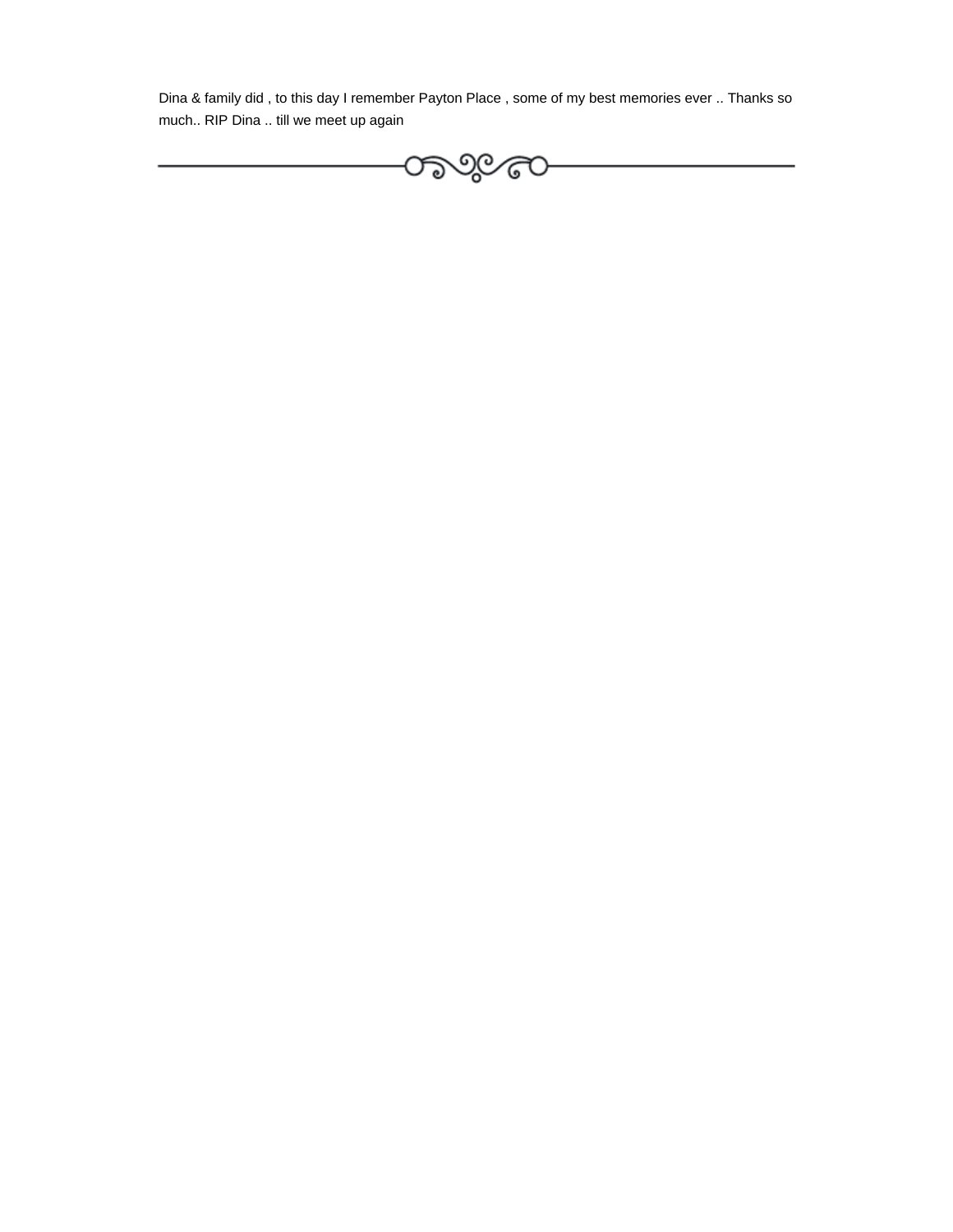Dina & family did , to this day I remember Payton Place , some of my best memories ever .. Thanks so much.. RIP Dina .. till we meet up again